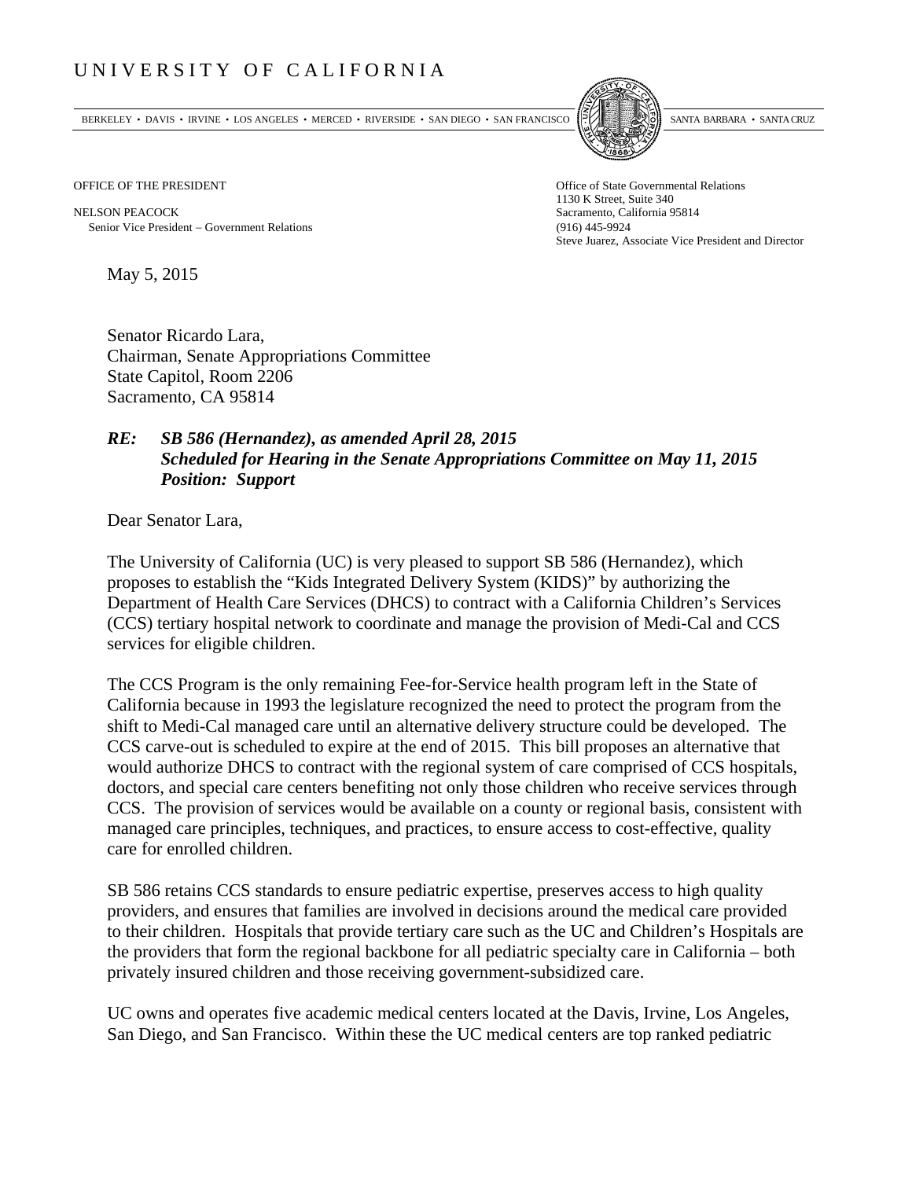# UNIVERSITY OF CALIFORNIA

BERKELEY • DAVIS • IRVINE • LOS ANGELES • MERCED • RIVERSIDE • SAN DIEGO • SAN FRANCISCO SANTA BARBARA • SANTA CRUZ

OFFICE OF THE PRESIDENT

NELSON PEACOCK
Senior Vice President – Government Relations

Office of State Governmental Relations
1130 K Street, Suite 340
Sacramento, California 95814
(916) 445-9924
Steve Juarez, Associate Vice President and Director

May 5, 2015

Senator Ricardo Lara,
Chairman, Senate Appropriations Committee
State Capitol, Room 2206
Sacramento, CA 95814

***RE: SB 586 (Hernandez), as amended April 28, 2015***
***Scheduled for Hearing in the Senate Appropriations Committee on May 11, 2015***
***Position: Support***

Dear Senator Lara,

The University of California (UC) is very pleased to support SB 586 (Hernandez), which proposes to establish the "Kids Integrated Delivery System (KIDS)" by authorizing the Department of Health Care Services (DHCS) to contract with a California Children's Services (CCS) tertiary hospital network to coordinate and manage the provision of Medi-Cal and CCS services for eligible children.

The CCS Program is the only remaining Fee-for-Service health program left in the State of California because in 1993 the legislature recognized the need to protect the program from the shift to Medi-Cal managed care until an alternative delivery structure could be developed. The CCS carve-out is scheduled to expire at the end of 2015. This bill proposes an alternative that would authorize DHCS to contract with the regional system of care comprised of CCS hospitals, doctors, and special care centers benefiting not only those children who receive services through CCS. The provision of services would be available on a county or regional basis, consistent with managed care principles, techniques, and practices, to ensure access to cost-effective, quality care for enrolled children.

SB 586 retains CCS standards to ensure pediatric expertise, preserves access to high quality providers, and ensures that families are involved in decisions around the medical care provided to their children. Hospitals that provide tertiary care such as the UC and Children's Hospitals are the providers that form the regional backbone for all pediatric specialty care in California – both privately insured children and those receiving government-subsidized care.

UC owns and operates five academic medical centers located at the Davis, Irvine, Los Angeles, San Diego, and San Francisco. Within these the UC medical centers are top ranked pediatric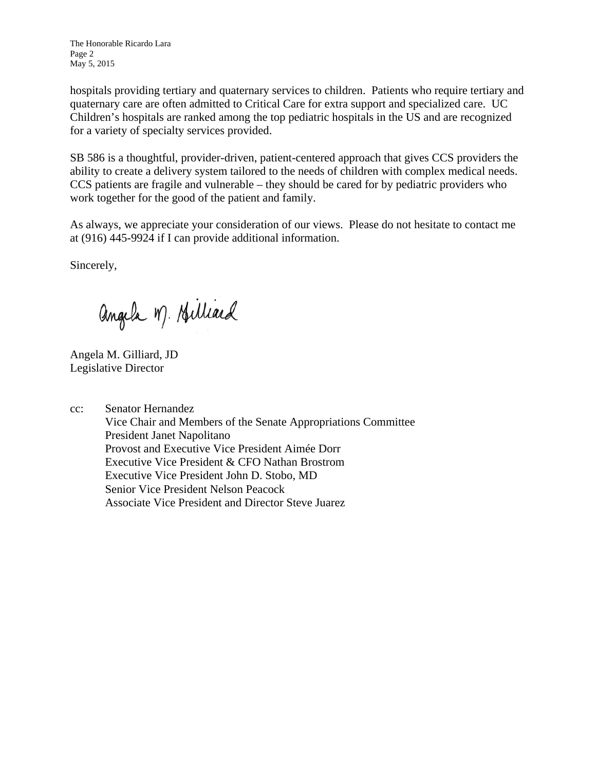hospitals providing tertiary and quaternary services to children. Patients who require tertiary and quaternary care are often admitted to Critical Care for extra support and specialized care. UC Children's hospitals are ranked among the top pediatric hospitals in the US and are recognized for a variety of specialty services provided.

SB 586 is a thoughtful, provider-driven, patient-centered approach that gives CCS providers the ability to create a delivery system tailored to the needs of children with complex medical needs. CCS patients are fragile and vulnerable – they should be cared for by pediatric providers who work together for the good of the patient and family.

As always, we appreciate your consideration of our views. Please do not hesitate to contact me at (916) 445-9924 if I can provide additional information.

Sincerely,

Angela M. Gilliard

Angela M. Gilliard, JD
Legislative Director

cc: Senator Hernandez
Vice Chair and Members of the Senate Appropriations Committee
President Janet Napolitano
Provost and Executive Vice President Aimée Dorr
Executive Vice President & CFO Nathan Brostrom
Executive Vice President John D. Stobo, MD
Senior Vice President Nelson Peacock
Associate Vice President and Director Steve Juarez